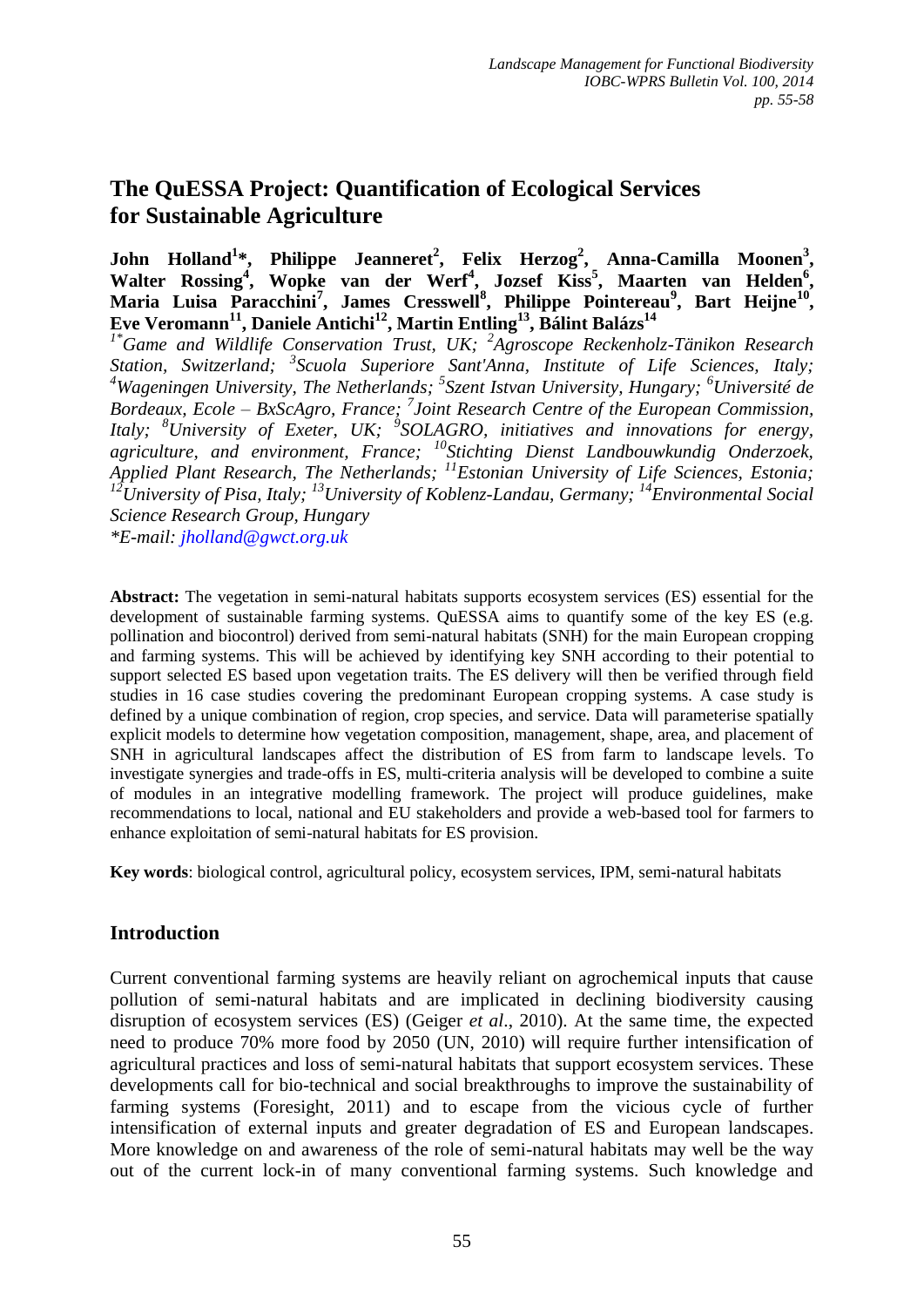# The QuESSA Project: Quantification of Ecological Services for Sustainable Agriculture

**John Holland[1]*, Philippe Jeanneret[2], Felix Herzog[2], Anna-Camilla Moonen[3], Walter Rossing[4], Wopke van der Werf[4], Jozsef Kiss[5], Maarten van Helden[6], Maria Luisa Paracchini[7], James Cresswell[8], Philippe Pointereau[9], Bart Heijne[10], Eve Veromann[11], Daniele Antichi[12], Martin Entling[13], Bálint Balázs[14]**

*[1*]Game and Wildlife Conservation Trust, UK; [2]Agroscope Reckenholz-Tänikon Research Station, Switzerland; [3]Scuola Superiore Sant'Anna, Institute of Life Sciences, Italy; [4]Wageningen University, The Netherlands; [5]Szent Istvan University, Hungary; [6]Université de Bordeaux, Ecole – BxScAgro, France; [7]Joint Research Centre of the European Commission, Italy; [8]University of Exeter, UK; [9]SOLAGRO, initiatives and innovations for energy, agriculture, and environment, France; [10]Stichting Dienst Landbouwkundig Onderzoek, Applied Plant Research, The Netherlands; [11]Estonian University of Life Sciences, Estonia; [12]University of Pisa, Italy; [13]University of Koblenz-Landau, Germany; [14]Environmental Social Science Research Group, Hungary*

**E-mail: jholland@gwct.org.uk*

**Abstract:** The vegetation in semi-natural habitats supports ecosystem services (ES) essential for the development of sustainable farming systems. QuESSA aims to quantify some of the key ES (e.g. pollination and biocontrol) derived from semi-natural habitats (SNH) for the main European cropping and farming systems. This will be achieved by identifying key SNH according to their potential to support selected ES based upon vegetation traits. The ES delivery will then be verified through field studies in 16 case studies covering the predominant European cropping systems. A case study is defined by a unique combination of region, crop species, and service. Data will parameterise spatially explicit models to determine how vegetation composition, management, shape, area, and placement of SNH in agricultural landscapes affect the distribution of ES from farm to landscape levels. To investigate synergies and trade-offs in ES, multi-criteria analysis will be developed to combine a suite of modules in an integrative modelling framework. The project will produce guidelines, make recommendations to local, national and EU stakeholders and provide a web-based tool for farmers to enhance exploitation of semi-natural habitats for ES provision.

**Key words**: biological control, agricultural policy, ecosystem services, IPM, semi-natural habitats

## Introduction

Current conventional farming systems are heavily reliant on agrochemical inputs that cause pollution of semi-natural habitats and are implicated in declining biodiversity causing disruption of ecosystem services (ES) (Geiger *et al*., 2010). At the same time, the expected need to produce 70% more food by 2050 (UN, 2010) will require further intensification of agricultural practices and loss of semi-natural habitats that support ecosystem services. These developments call for bio-technical and social breakthroughs to improve the sustainability of farming systems (Foresight, 2011) and to escape from the vicious cycle of further intensification of external inputs and greater degradation of ES and European landscapes. More knowledge on and awareness of the role of semi-natural habitats may well be the way out of the current lock-in of many conventional farming systems. Such knowledge and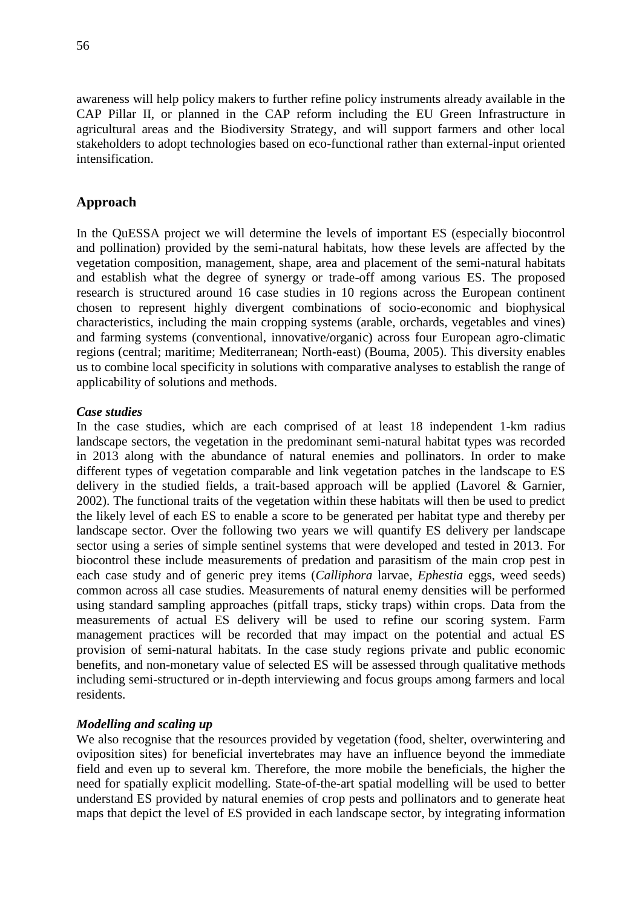awareness will help policy makers to further refine policy instruments already available in the CAP Pillar II, or planned in the CAP reform including the EU Green Infrastructure in agricultural areas and the Biodiversity Strategy, and will support farmers and other local stakeholders to adopt technologies based on eco-functional rather than external-input oriented intensification.

## Approach

In the QuESSA project we will determine the levels of important ES (especially biocontrol and pollination) provided by the semi-natural habitats, how these levels are affected by the vegetation composition, management, shape, area and placement of the semi-natural habitats and establish what the degree of synergy or trade-off among various ES. The proposed research is structured around 16 case studies in 10 regions across the European continent chosen to represent highly divergent combinations of socio-economic and biophysical characteristics, including the main cropping systems (arable, orchards, vegetables and vines) and farming systems (conventional, innovative/organic) across four European agro-climatic regions (central; maritime; Mediterranean; North-east) (Bouma, 2005). This diversity enables us to combine local specificity in solutions with comparative analyses to establish the range of applicability of solutions and methods.

### *Case studies*

In the case studies, which are each comprised of at least 18 independent 1-km radius landscape sectors, the vegetation in the predominant semi-natural habitat types was recorded in 2013 along with the abundance of natural enemies and pollinators. In order to make different types of vegetation comparable and link vegetation patches in the landscape to ES delivery in the studied fields, a trait-based approach will be applied (Lavorel & Garnier, 2002). The functional traits of the vegetation within these habitats will then be used to predict the likely level of each ES to enable a score to be generated per habitat type and thereby per landscape sector. Over the following two years we will quantify ES delivery per landscape sector using a series of simple sentinel systems that were developed and tested in 2013. For biocontrol these include measurements of predation and parasitism of the main crop pest in each case study and of generic prey items (*Calliphora* larvae, *Ephestia* eggs, weed seeds) common across all case studies. Measurements of natural enemy densities will be performed using standard sampling approaches (pitfall traps, sticky traps) within crops. Data from the measurements of actual ES delivery will be used to refine our scoring system. Farm management practices will be recorded that may impact on the potential and actual ES provision of semi-natural habitats. In the case study regions private and public economic benefits, and non-monetary value of selected ES will be assessed through qualitative methods including semi-structured or in-depth interviewing and focus groups among farmers and local residents.

### *Modelling and scaling up*

We also recognise that the resources provided by vegetation (food, shelter, overwintering and oviposition sites) for beneficial invertebrates may have an influence beyond the immediate field and even up to several km. Therefore, the more mobile the beneficials, the higher the need for spatially explicit modelling. State-of-the-art spatial modelling will be used to better understand ES provided by natural enemies of crop pests and pollinators and to generate heat maps that depict the level of ES provided in each landscape sector, by integrating information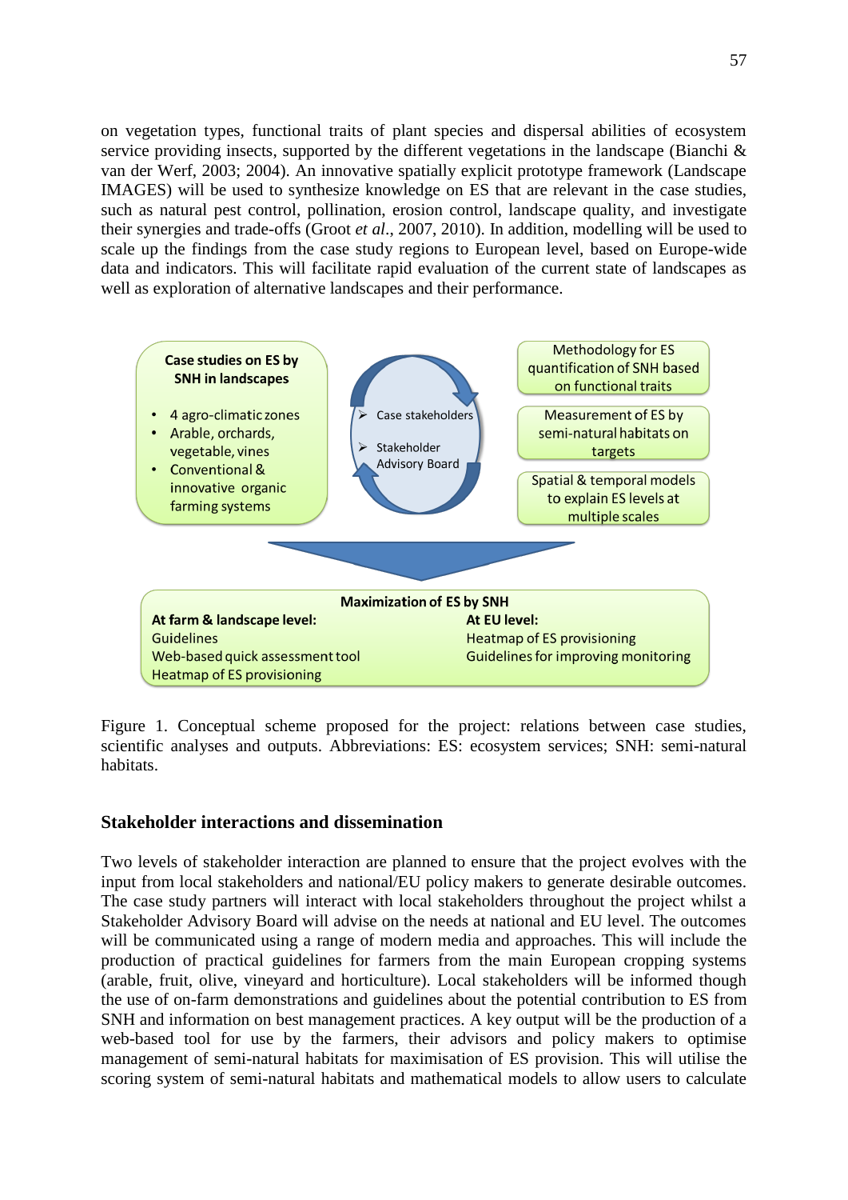on vegetation types, functional traits of plant species and dispersal abilities of ecosystem service providing insects, supported by the different vegetations in the landscape (Bianchi & van der Werf, 2003; 2004). An innovative spatially explicit prototype framework (Landscape IMAGES) will be used to synthesize knowledge on ES that are relevant in the case studies, such as natural pest control, pollination, erosion control, landscape quality, and investigate their synergies and trade-offs (Groot *et al*., 2007, 2010). In addition, modelling will be used to scale up the findings from the case study regions to European level, based on Europe-wide data and indicators. This will facilitate rapid evaluation of the current state of landscapes as well as exploration of alternative landscapes and their performance.

**Case studies on ES by SNH in landscapes**

- 4 agro-climatic zones
- Arable, orchards, vegetable, vines
- Conventional & innovative organic farming systems

- Case stakeholders
- Stakeholder Advisory Board

Methodology for ES quantification of SNH based on functional traits

Measurement of ES by semi-natural habitats on targets

Spatial & temporal models to explain ES levels at multiple scales

**Maximization of ES by SNH**

**At farm & landscape level:**
Guidelines
Web-based quick assessment tool
Heatmap of ES provisioning

**At EU level:**
Heatmap of ES provisioning
Guidelines for improving monitoring

Figure 1. Conceptual scheme proposed for the project: relations between case studies, scientific analyses and outputs. Abbreviations: ES: ecosystem services; SNH: semi-natural habitats.

## Stakeholder interactions and dissemination

Two levels of stakeholder interaction are planned to ensure that the project evolves with the input from local stakeholders and national/EU policy makers to generate desirable outcomes. The case study partners will interact with local stakeholders throughout the project whilst a Stakeholder Advisory Board will advise on the needs at national and EU level. The outcomes will be communicated using a range of modern media and approaches. This will include the production of practical guidelines for farmers from the main European cropping systems (arable, fruit, olive, vineyard and horticulture). Local stakeholders will be informed though the use of on-farm demonstrations and guidelines about the potential contribution to ES from SNH and information on best management practices. A key output will be the production of a web-based tool for use by the farmers, their advisors and policy makers to optimise management of semi-natural habitats for maximisation of ES provision. This will utilise the scoring system of semi-natural habitats and mathematical models to allow users to calculate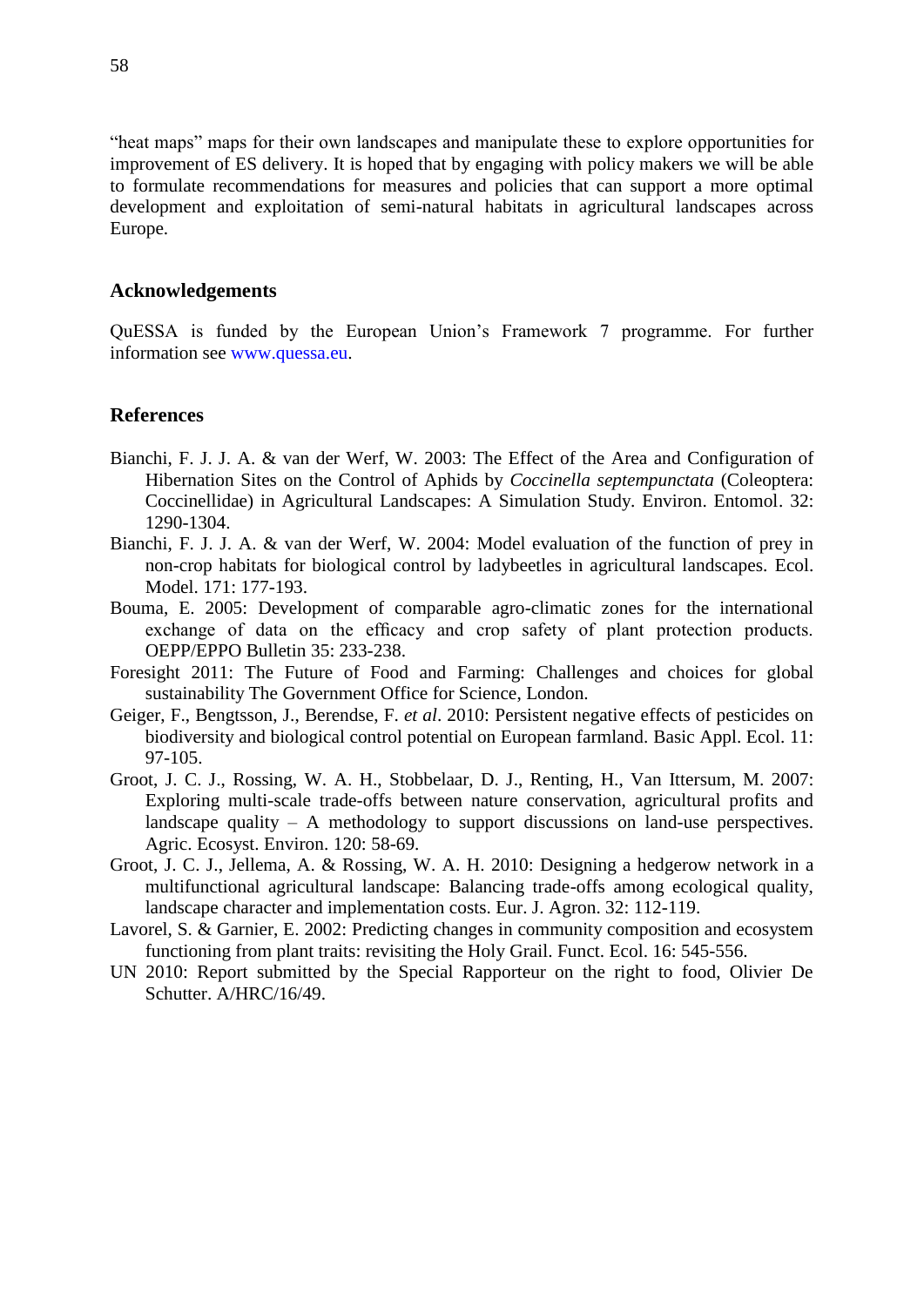"heat maps" maps for their own landscapes and manipulate these to explore opportunities for improvement of ES delivery. It is hoped that by engaging with policy makers we will be able to formulate recommendations for measures and policies that can support a more optimal development and exploitation of semi-natural habitats in agricultural landscapes across Europe.

## Acknowledgements

QuESSA is funded by the European Union's Framework 7 programme. For further information see www.quessa.eu.

## References

Bianchi, F. J. J. A. & van der Werf, W. 2003: The Effect of the Area and Configuration of Hibernation Sites on the Control of Aphids by *Coccinella septempunctata* (Coleoptera: Coccinellidae) in Agricultural Landscapes: A Simulation Study. Environ. Entomol. 32: 1290-1304.

Bianchi, F. J. J. A. & van der Werf, W. 2004: Model evaluation of the function of prey in non-crop habitats for biological control by ladybeetles in agricultural landscapes. Ecol. Model. 171: 177-193.

Bouma, E. 2005: Development of comparable agro-climatic zones for the international exchange of data on the efficacy and crop safety of plant protection products. OEPP/EPPO Bulletin 35: 233-238.

Foresight 2011: The Future of Food and Farming: Challenges and choices for global sustainability The Government Office for Science, London.

Geiger, F., Bengtsson, J., Berendse, F. *et al*. 2010: Persistent negative effects of pesticides on biodiversity and biological control potential on European farmland. Basic Appl. Ecol. 11: 97-105.

Groot, J. C. J., Rossing, W. A. H., Stobbelaar, D. J., Renting, H., Van Ittersum, M. 2007: Exploring multi-scale trade-offs between nature conservation, agricultural profits and landscape quality – A methodology to support discussions on land-use perspectives. Agric. Ecosyst. Environ. 120: 58-69.

Groot, J. C. J., Jellema, A. & Rossing, W. A. H. 2010: Designing a hedgerow network in a multifunctional agricultural landscape: Balancing trade-offs among ecological quality, landscape character and implementation costs. Eur. J. Agron. 32: 112-119.

Lavorel, S. & Garnier, E. 2002: Predicting changes in community composition and ecosystem functioning from plant traits: revisiting the Holy Grail. Funct. Ecol. 16: 545-556.

UN 2010: Report submitted by the Special Rapporteur on the right to food, Olivier De Schutter. A/HRC/16/49.